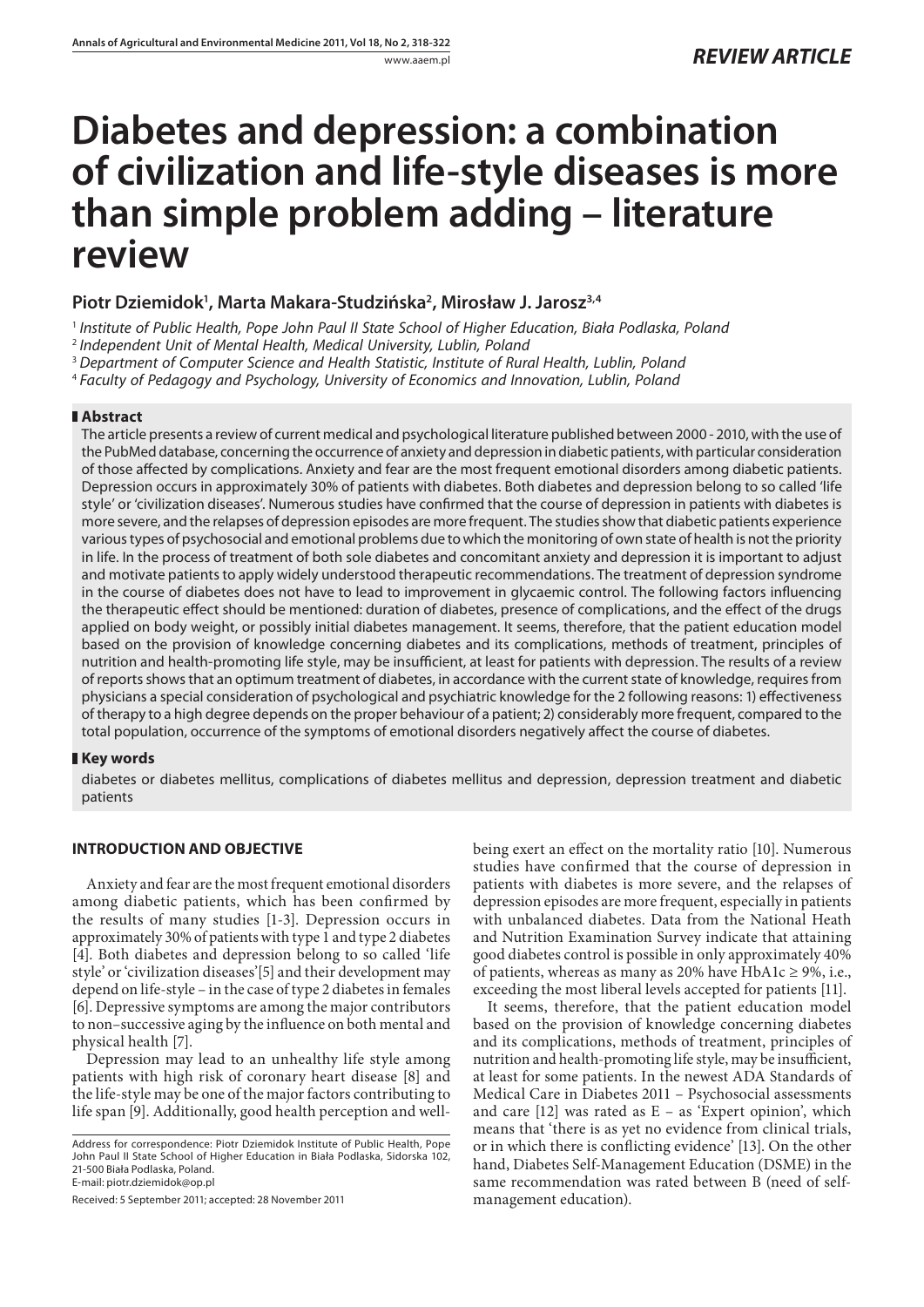REVIEW ARTICLE

# Diabetes and depression: a combination of civilization and life-style diseases is more than simple problem adding – literature review

**Piotr Dziemidok[1], Marta Makara-Studzińska[2], Mirosław J. Jarosz[3,4]**

[1] *Institute of Public Health, Pope John Paul II State School of Higher Education, Biała Podlaska, Poland*
[2] *Independent Unit of Mental Health, Medical University, Lublin, Poland*
[3] *Department of Computer Science and Health Statistic, Institute of Rural Health, Lublin, Poland*
[4] *Faculty of Pedagogy and Psychology, University of Economics and Innovation, Lublin, Poland*

## Abstract

The article presents a review of current medical and psychological literature published between 2000 - 2010, with the use of the PubMed database, concerning the occurrence of anxiety and depression in diabetic patients, with particular consideration of those affected by complications. Anxiety and fear are the most frequent emotional disorders among diabetic patients. Depression occurs in approximately 30% of patients with diabetes. Both diabetes and depression belong to so called 'life style' or 'civilization diseases'. Numerous studies have confirmed that the course of depression in patients with diabetes is more severe, and the relapses of depression episodes are more frequent. The studies show that diabetic patients experience various types of psychosocial and emotional problems due to which the monitoring of own state of health is not the priority in life. In the process of treatment of both sole diabetes and concomitant anxiety and depression it is important to adjust and motivate patients to apply widely understood therapeutic recommendations. The treatment of depression syndrome in the course of diabetes does not have to lead to improvement in glycaemic control. The following factors influencing the therapeutic effect should be mentioned: duration of diabetes, presence of complications, and the effect of the drugs applied on body weight, or possibly initial diabetes management. It seems, therefore, that the patient education model based on the provision of knowledge concerning diabetes and its complications, methods of treatment, principles of nutrition and health-promoting life style, may be insufficient, at least for patients with depression. The results of a review of reports shows that an optimum treatment of diabetes, in accordance with the current state of knowledge, requires from physicians a special consideration of psychological and psychiatric knowledge for the 2 following reasons: 1) effectiveness of therapy to a high degree depends on the proper behaviour of a patient; 2) considerably more frequent, compared to the total population, occurrence of the symptoms of emotional disorders negatively affect the course of diabetes.

## Key words

diabetes or diabetes mellitus, complications of diabetes mellitus and depression, depression treatment and diabetic patients

## INTRODUCTION AND OBJECTIVE

Anxiety and fear are the most frequent emotional disorders among diabetic patients, which has been confirmed by the results of many studies [1-3]. Depression occurs in approximately 30% of patients with type 1 and type 2 diabetes [4]. Both diabetes and depression belong to so called 'life style' or 'civilization diseases'[5] and their development may depend on life-style – in the case of type 2 diabetes in females [6]. Depressive symptoms are among the major contributors to non–successive aging by the influence on both mental and physical health [7].

Depression may lead to an unhealthy life style among patients with high risk of coronary heart disease [8] and the life-style may be one of the major factors contributing to life span [9]. Additionally, good health perception and well-being exert an effect on the mortality ratio [10]. Numerous studies have confirmed that the course of depression in patients with diabetes is more severe, and the relapses of depression episodes are more frequent, especially in patients with unbalanced diabetes. Data from the National Heath and Nutrition Examination Survey indicate that attaining good diabetes control is possible in only approximately 40% of patients, whereas as many as 20% have HbA1c ≥ 9%, i.e., exceeding the most liberal levels accepted for patients [11].

It seems, therefore, that the patient education model based on the provision of knowledge concerning diabetes and its complications, methods of treatment, principles of nutrition and health-promoting life style, may be insufficient, at least for some patients. In the newest ADA Standards of Medical Care in Diabetes 2011 – Psychosocial assessments and care [12] was rated as E – as 'Expert opinion', which means that 'there is as yet no evidence from clinical trials, or in which there is conflicting evidence' [13]. On the other hand, Diabetes Self-Management Education (DSME) in the same recommendation was rated between B (need of self-management education).

Address for correspondence: Piotr Dziemidok Institute of Public Health, Pope John Paul II State School of Higher Education in Biała Podlaska, Sidorska 102, 21-500 Biała Podlaska, Poland.
E-mail: piotr.dziemidok@op.pl

Received: 5 September 2011; accepted: 28 November 2011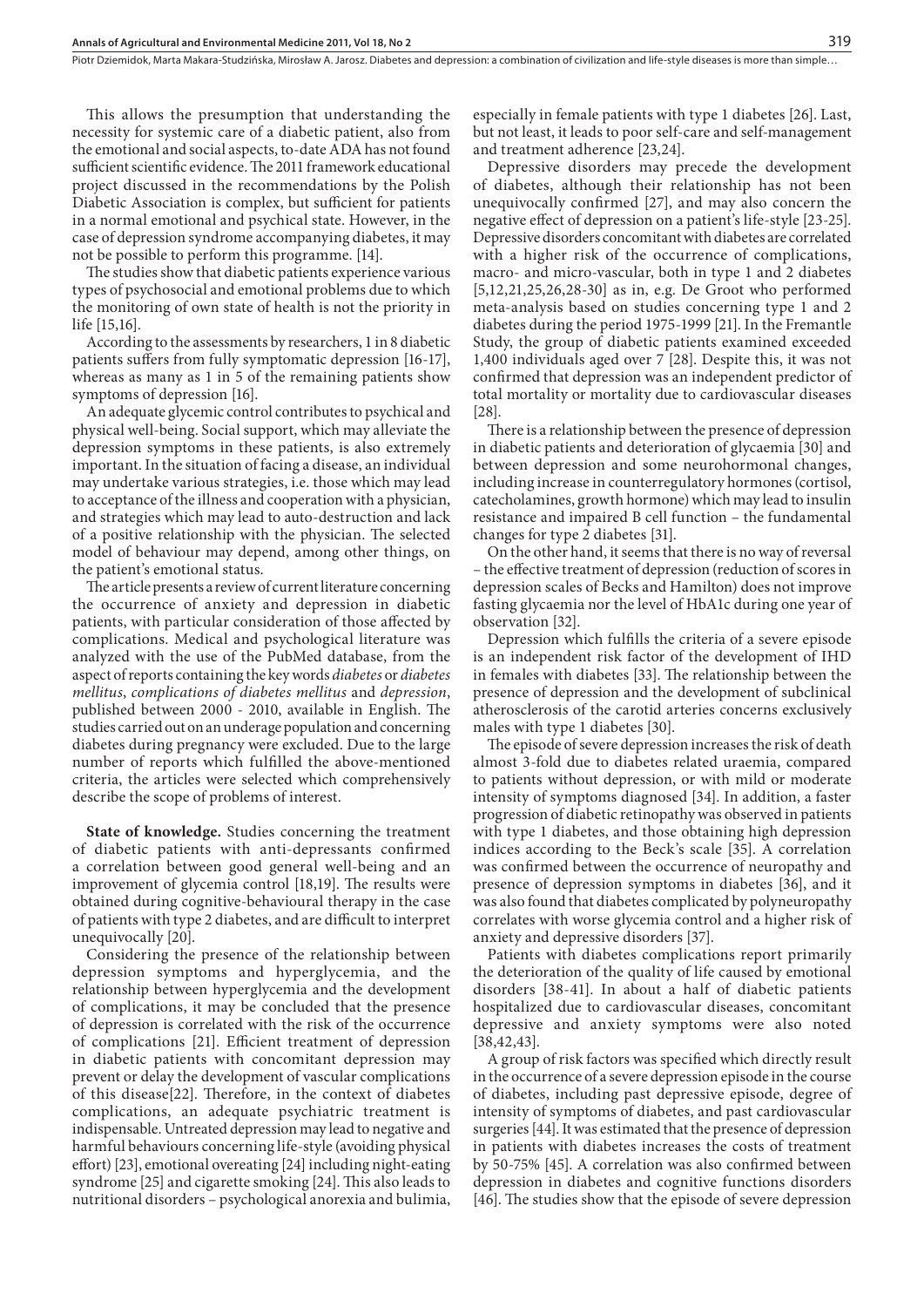This allows the presumption that understanding the necessity for systemic care of a diabetic patient, also from the emotional and social aspects, to-date ADA has not found sufficient scientific evidence. The 2011 framework educational project discussed in the recommendations by the Polish Diabetic Association is complex, but sufficient for patients in a normal emotional and psychical state. However, in the case of depression syndrome accompanying diabetes, it may not be possible to perform this programme. [14].

The studies show that diabetic patients experience various types of psychosocial and emotional problems due to which the monitoring of own state of health is not the priority in life [15,16].

According to the assessments by researchers, 1 in 8 diabetic patients suffers from fully symptomatic depression [16-17], whereas as many as 1 in 5 of the remaining patients show symptoms of depression [16].

An adequate glycemic control contributes to psychical and physical well-being. Social support, which may alleviate the depression symptoms in these patients, is also extremely important. In the situation of facing a disease, an individual may undertake various strategies, i.e. those which may lead to acceptance of the illness and cooperation with a physician, and strategies which may lead to auto-destruction and lack of a positive relationship with the physician. The selected model of behaviour may depend, among other things, on the patient's emotional status.

The article presents a review of current literature concerning the occurrence of anxiety and depression in diabetic patients, with particular consideration of those affected by complications. Medical and psychological literature was analyzed with the use of the PubMed database, from the aspect of reports containing the key words *diabetes* or *diabetes mellitus*, *complications of diabetes mellitus* and *depression*, published between 2000 - 2010, available in English. The studies carried out on an underage population and concerning diabetes during pregnancy were excluded. Due to the large number of reports which fulfilled the above-mentioned criteria, the articles were selected which comprehensively describe the scope of problems of interest.

**State of knowledge.** Studies concerning the treatment of diabetic patients with anti-depressants confirmed a correlation between good general well-being and an improvement of glycemia control [18,19]. The results were obtained during cognitive-behavioural therapy in the case of patients with type 2 diabetes, and are difficult to interpret unequivocally [20].

Considering the presence of the relationship between depression symptoms and hyperglycemia, and the relationship between hyperglycemia and the development of complications, it may be concluded that the presence of depression is correlated with the risk of the occurrence of complications [21]. Efficient treatment of depression in diabetic patients with concomitant depression may prevent or delay the development of vascular complications of this disease[22]. Therefore, in the context of diabetes complications, an adequate psychiatric treatment is indispensable. Untreated depression may lead to negative and harmful behaviours concerning life-style (avoiding physical effort) [23], emotional overeating [24] including night-eating syndrome [25] and cigarette smoking [24]. This also leads to nutritional disorders – psychological anorexia and bulimia, especially in female patients with type 1 diabetes [26]. Last, but not least, it leads to poor self-care and self-management and treatment adherence [23,24].

Depressive disorders may precede the development of diabetes, although their relationship has not been unequivocally confirmed [27], and may also concern the negative effect of depression on a patient's life-style [23-25]. Depressive disorders concomitant with diabetes are correlated with a higher risk of the occurrence of complications, macro- and micro-vascular, both in type 1 and 2 diabetes [5,12,21,25,26,28-30] as in, e.g. De Groot who performed meta-analysis based on studies concerning type 1 and 2 diabetes during the period 1975-1999 [21]. In the Fremantle Study, the group of diabetic patients examined exceeded 1,400 individuals aged over 7 [28]. Despite this, it was not confirmed that depression was an independent predictor of total mortality or mortality due to cardiovascular diseases [28].

There is a relationship between the presence of depression in diabetic patients and deterioration of glycaemia [30] and between depression and some neurohormonal changes, including increase in counterregulatory hormones (cortisol, catecholamines, growth hormone) which may lead to insulin resistance and impaired B cell function – the fundamental changes for type 2 diabetes [31].

On the other hand, it seems that there is no way of reversal – the effective treatment of depression (reduction of scores in depression scales of Becks and Hamilton) does not improve fasting glycaemia nor the level of HbA1c during one year of observation [32].

Depression which fulfills the criteria of a severe episode is an independent risk factor of the development of IHD in females with diabetes [33]. The relationship between the presence of depression and the development of subclinical atherosclerosis of the carotid arteries concerns exclusively males with type 1 diabetes [30].

The episode of severe depression increases the risk of death almost 3-fold due to diabetes related uraemia, compared to patients without depression, or with mild or moderate intensity of symptoms diagnosed [34]. In addition, a faster progression of diabetic retinopathy was observed in patients with type 1 diabetes, and those obtaining high depression indices according to the Beck's scale [35]. A correlation was confirmed between the occurrence of neuropathy and presence of depression symptoms in diabetes [36], and it was also found that diabetes complicated by polyneuropathy correlates with worse glycemia control and a higher risk of anxiety and depressive disorders [37].

Patients with diabetes complications report primarily the deterioration of the quality of life caused by emotional disorders [38-41]. In about a half of diabetic patients hospitalized due to cardiovascular diseases, concomitant depressive and anxiety symptoms were also noted [38,42,43].

A group of risk factors was specified which directly result in the occurrence of a severe depression episode in the course of diabetes, including past depressive episode, degree of intensity of symptoms of diabetes, and past cardiovascular surgeries [44]. It was estimated that the presence of depression in patients with diabetes increases the costs of treatment by 50-75% [45]. A correlation was also confirmed between depression in diabetes and cognitive functions disorders [46]. The studies show that the episode of severe depression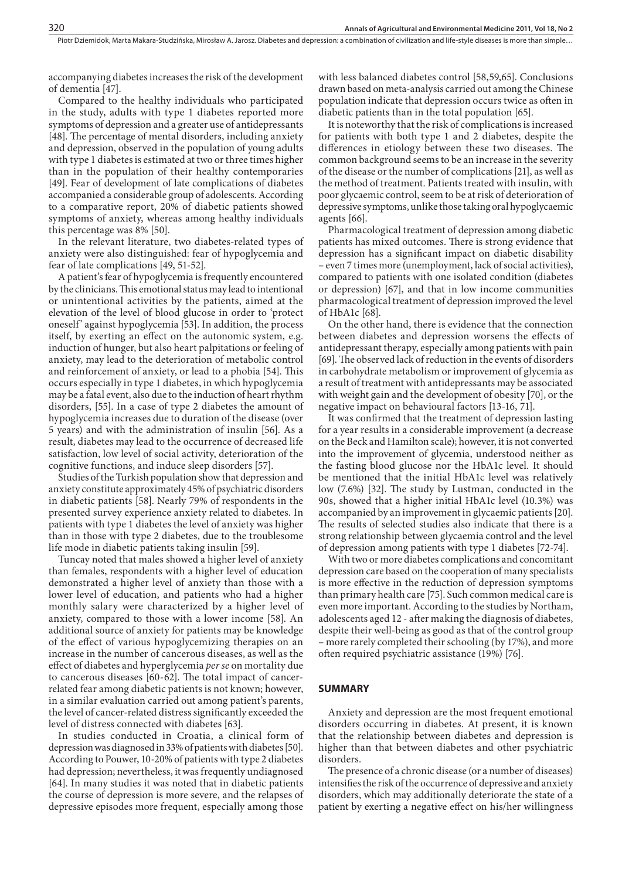accompanying diabetes increases the risk of the development of dementia [47].

Compared to the healthy individuals who participated in the study, adults with type 1 diabetes reported more symptoms of depression and a greater use of antidepressants [48]. The percentage of mental disorders, including anxiety and depression, observed in the population of young adults with type 1 diabetes is estimated at two or three times higher than in the population of their healthy contemporaries [49]. Fear of development of late complications of diabetes accompanied a considerable group of adolescents. According to a comparative report, 20% of diabetic patients showed symptoms of anxiety, whereas among healthy individuals this percentage was 8% [50].

In the relevant literature, two diabetes-related types of anxiety were also distinguished: fear of hypoglycemia and fear of late complications [49, 51-52].

A patient's fear of hypoglycemia is frequently encountered by the clinicians. This emotional status may lead to intentional or unintentional activities by the patients, aimed at the elevation of the level of blood glucose in order to 'protect oneself' against hypoglycemia [53]. In addition, the process itself, by exerting an effect on the autonomic system, e.g. induction of hunger, but also heart palpitations or feeling of anxiety, may lead to the deterioration of metabolic control and reinforcement of anxiety, or lead to a phobia [54]. This occurs especially in type 1 diabetes, in which hypoglycemia may be a fatal event, also due to the induction of heart rhythm disorders, [55]. In a case of type 2 diabetes the amount of hypoglycemia increases due to duration of the disease (over 5 years) and with the administration of insulin [56]. As a result, diabetes may lead to the occurrence of decreased life satisfaction, low level of social activity, deterioration of the cognitive functions, and induce sleep disorders [57].

Studies of the Turkish population show that depression and anxiety constitute approximately 45% of psychiatric disorders in diabetic patients [58]. Nearly 79% of respondents in the presented survey experience anxiety related to diabetes. In patients with type 1 diabetes the level of anxiety was higher than in those with type 2 diabetes, due to the troublesome life mode in diabetic patients taking insulin [59].

Tuncay noted that males showed a higher level of anxiety than females, respondents with a higher level of education demonstrated a higher level of anxiety than those with a lower level of education, and patients who had a higher monthly salary were characterized by a higher level of anxiety, compared to those with a lower income [58]. An additional source of anxiety for patients may be knowledge of the effect of various hypoglycemizing therapies on an increase in the number of cancerous diseases, as well as the effect of diabetes and hyperglycemia *per se* on mortality due to cancerous diseases [60-62]. The total impact of cancer-related fear among diabetic patients is not known; however, in a similar evaluation carried out among patient's parents, the level of cancer-related distress significantly exceeded the level of distress connected with diabetes [63].

In studies conducted in Croatia, a clinical form of depression was diagnosed in 33% of patients with diabetes [50]. According to Pouwer, 10-20% of patients with type 2 diabetes had depression; nevertheless, it was frequently undiagnosed [64]. In many studies it was noted that in diabetic patients the course of depression is more severe, and the relapses of depressive episodes more frequent, especially among those with less balanced diabetes control [58,59,65]. Conclusions drawn based on meta-analysis carried out among the Chinese population indicate that depression occurs twice as often in diabetic patients than in the total population [65].

It is noteworthy that the risk of complications is increased for patients with both type 1 and 2 diabetes, despite the differences in etiology between these two diseases. The common background seems to be an increase in the severity of the disease or the number of complications [21], as well as the method of treatment. Patients treated with insulin, with poor glycaemic control, seem to be at risk of deterioration of depressive symptoms, unlike those taking oral hypoglycaemic agents [66].

Pharmacological treatment of depression among diabetic patients has mixed outcomes. There is strong evidence that depression has a significant impact on diabetic disability – even 7 times more (unemployment, lack of social activities), compared to patients with one isolated condition (diabetes or depression) [67], and that in low income communities pharmacological treatment of depression improved the level of HbA1c [68].

On the other hand, there is evidence that the connection between diabetes and depression worsens the effects of antidepressant therapy, especially among patients with pain [69]. The observed lack of reduction in the events of disorders in carbohydrate metabolism or improvement of glycemia as a result of treatment with antidepressants may be associated with weight gain and the development of obesity [70], or the negative impact on behavioural factors [13-16, 71].

It was confirmed that the treatment of depression lasting for a year results in a considerable improvement (a decrease on the Beck and Hamilton scale); however, it is not converted into the improvement of glycemia, understood neither as the fasting blood glucose nor the HbA1c level. It should be mentioned that the initial HbA1c level was relatively low (7.6%) [32]. The study by Lustman, conducted in the 90s, showed that a higher initial HbA1c level (10.3%) was accompanied by an improvement in glycaemic patients [20]. The results of selected studies also indicate that there is a strong relationship between glycaemia control and the level of depression among patients with type 1 diabetes [72-74].

With two or more diabetes complications and concomitant depression care based on the cooperation of many specialists is more effective in the reduction of depression symptoms than primary health care [75]. Such common medical care is even more important. According to the studies by Northam, adolescents aged 12 - after making the diagnosis of diabetes, despite their well-being as good as that of the control group – more rarely completed their schooling (by 17%), and more often required psychiatric assistance (19%) [76].

## SUMMARY

Anxiety and depression are the most frequent emotional disorders occurring in diabetes. At present, it is known that the relationship between diabetes and depression is higher than that between diabetes and other psychiatric disorders.

The presence of a chronic disease (or a number of diseases) intensifies the risk of the occurrence of depressive and anxiety disorders, which may additionally deteriorate the state of a patient by exerting a negative effect on his/her willingness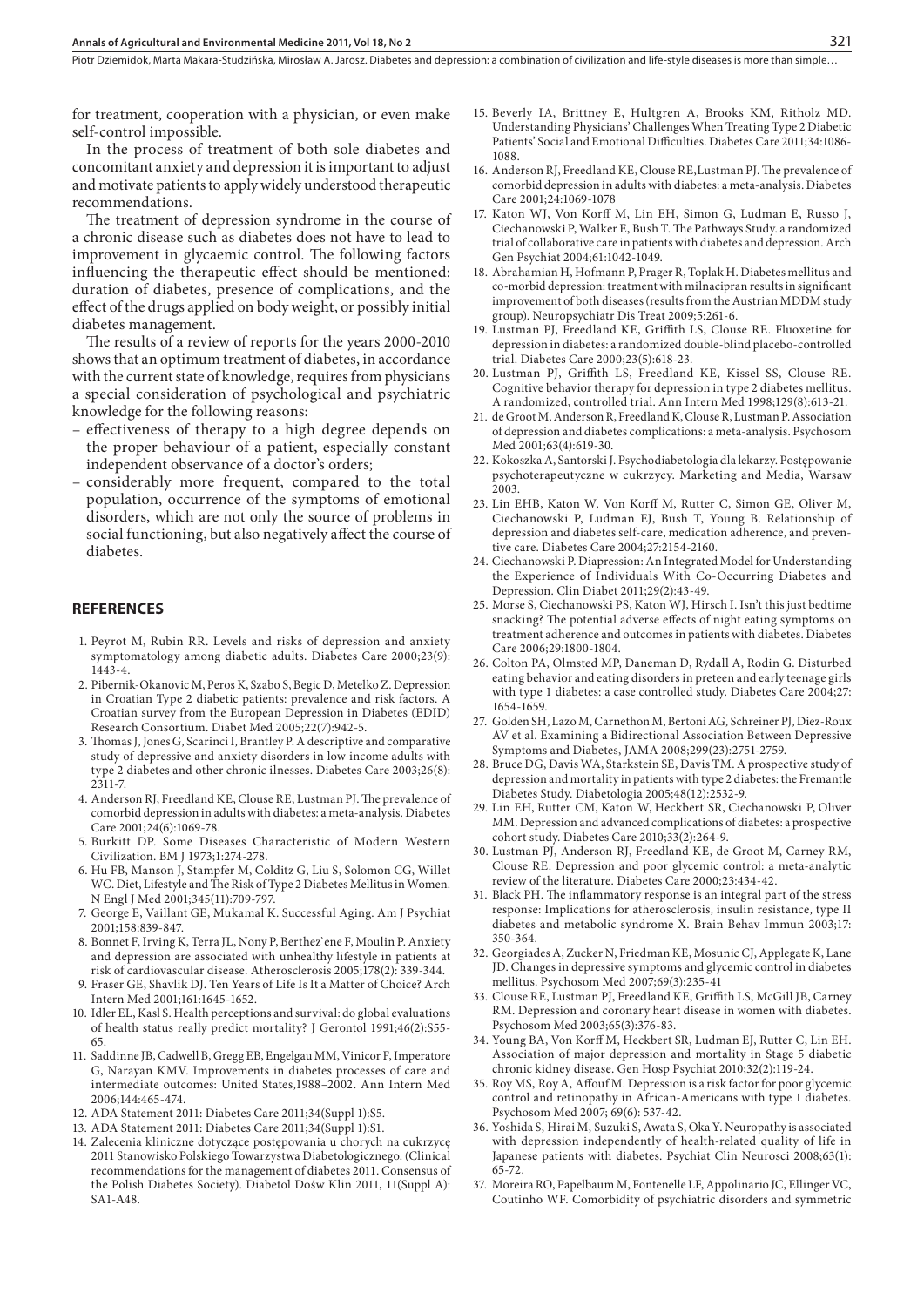for treatment, cooperation with a physician, or even make self-control impossible.

In the process of treatment of both sole diabetes and concomitant anxiety and depression it is important to adjust and motivate patients to apply widely understood therapeutic recommendations.

The treatment of depression syndrome in the course of a chronic disease such as diabetes does not have to lead to improvement in glycaemic control. The following factors influencing the therapeutic effect should be mentioned: duration of diabetes, presence of complications, and the effect of the drugs applied on body weight, or possibly initial diabetes management.

The results of a review of reports for the years 2000-2010 shows that an optimum treatment of diabetes, in accordance with the current state of knowledge, requires from physicians a special consideration of psychological and psychiatric knowledge for the following reasons:

- effectiveness of therapy to a high degree depends on the proper behaviour of a patient, especially constant independent observance of a doctor's orders;
- considerably more frequent, compared to the total population, occurrence of the symptoms of emotional disorders, which are not only the source of problems in social functioning, but also negatively affect the course of diabetes.

## REFERENCES

1. Peyrot M, Rubin RR. Levels and risks of depression and anxiety symptomatology among diabetic adults. Diabetes Care 2000;23(9): 1443-4.
2. Pibernik-Okanovic M, Peros K, Szabo S, Begic D, Metelko Z. Depression in Croatian Type 2 diabetic patients: prevalence and risk factors. A Croatian survey from the European Depression in Diabetes (EDID) Research Consortium. Diabet Med 2005;22(7):942-5.
3. Thomas J, Jones G, Scarinci I, Brantley P. A descriptive and comparative study of depressive and anxiety disorders in low income adults with type 2 diabetes and other chronic ilnesses. Diabetes Care 2003;26(8): 2311-7.
4. Anderson RJ, Freedland KE, Clouse RE, Lustman PJ. The prevalence of comorbid depression in adults with diabetes: a meta-analysis. Diabetes Care 2001;24(6):1069-78.
5. Burkitt DP. Some Diseases Characteristic of Modern Western Civilization. BM J 1973;1:274-278.
6. Hu FB, Manson J, Stampfer M, Colditz G, Liu S, Solomon CG, Willet WC. Diet, Lifestyle and The Risk of Type 2 Diabetes Mellitus in Women. N Engl J Med 2001;345(11):709-797.
7. George E, Vaillant GE, Mukamal K. Successful Aging. Am J Psychiat 2001;158:839-847.
8. Bonnet F, Irving K, Terra JL, Nony P, Berthez`ene F, Moulin P. Anxiety and depression are associated with unhealthy lifestyle in patients at risk of cardiovascular disease. Atherosclerosis 2005;178(2): 339-344.
9. Fraser GE, Shavlik DJ. Ten Years of Life Is It a Matter of Choice? Arch Intern Med 2001;161:1645-1652.
10. Idler EL, Kasl S. Health perceptions and survival: do global evaluations of health status really predict mortality? J Gerontol 1991;46(2):S55-65.
11. Saddinne JB, Cadwell B, Gregg EB, Engelgau MM, Vinicor F, Imperatore G, Narayan KMV. Improvements in diabetes processes of care and intermediate outcomes: United States,1988–2002. Ann Intern Med 2006;144:465-474.
12. ADA Statement 2011: Diabetes Care 2011;34(Suppl 1):S5.
13. ADA Statement 2011: Diabetes Care 2011;34(Suppl 1):S1.
14. Zalecenia kliniczne dotyczące postępowania u chorych na cukrzycę 2011 Stanowisko Polskiego Towarzystwa Diabetologicznego. (Clinical recommendations for the management of diabetes 2011. Consensus of the Polish Diabetes Society). Diabetol Dośw Klin 2011, 11(Suppl A): SA1-A48.
15. Beverly IA, Brittney E, Hultgren A, Brooks KM, Ritholz MD. Understanding Physicians' Challenges When Treating Type 2 Diabetic Patients' Social and Emotional Difficulties. Diabetes Care 2011;34:1086-1088.
16. Anderson RJ, Freedland KE, Clouse RE,Lustman PJ. The prevalence of comorbid depression in adults with diabetes: a meta-analysis. Diabetes Care 2001;24:1069-1078
17. Katon WJ, Von Korff M, Lin EH, Simon G, Ludman E, Russo J, Ciechanowski P, Walker E, Bush T. The Pathways Study. a randomized trial of collaborative care in patients with diabetes and depression. Arch Gen Psychiat 2004;61:1042-1049.
18. Abrahamian H, Hofmann P, Prager R, Toplak H. Diabetes mellitus and co-morbid depression: treatment with milnacipran results in significant improvement of both diseases (results from the Austrian MDDM study group). Neuropsychiatr Dis Treat 2009;5:261-6.
19. Lustman PJ, Freedland KE, Griffith LS, Clouse RE. Fluoxetine for depression in diabetes: a randomized double-blind placebo-controlled trial. Diabetes Care 2000;23(5):618-23.
20. Lustman PJ, Griffith LS, Freedland KE, Kissel SS, Clouse RE. Cognitive behavior therapy for depression in type 2 diabetes mellitus. A randomized, controlled trial. Ann Intern Med 1998;129(8):613-21.
21. de Groot M, Anderson R, Freedland K, Clouse R, Lustman P. Association of depression and diabetes complications: a meta-analysis. Psychosom Med 2001;63(4):619-30.
22. Kokoszka A, Santorski J. Psychodiabetologia dla lekarzy. Postępowanie psychoterapeutyczne w cukrzycy. Marketing and Media, Warsaw 2003.
23. Lin EHB, Katon W, Von Korff M, Rutter C, Simon GE, Oliver M, Ciechanowski P, Ludman EJ, Bush T, Young B. Relationship of depression and diabetes self-care, medication adherence, and preventive care. Diabetes Care 2004;27:2154-2160.
24. Ciechanowski P. Diapression: An Integrated Model for Understanding the Experience of Individuals With Co-Occurring Diabetes and Depression. Clin Diabet 2011;29(2):43-49.
25. Morse S, Ciechanowski PS, Katon WJ, Hirsch I. Isn't this just bedtime snacking? The potential adverse effects of night eating symptoms on treatment adherence and outcomes in patients with diabetes. Diabetes Care 2006;29:1800-1804.
26. Colton PA, Olmsted MP, Daneman D, Rydall A, Rodin G. Disturbed eating behavior and eating disorders in preteen and early teenage girls with type 1 diabetes: a case controlled study. Diabetes Care 2004;27: 1654-1659.
27. Golden SH, Lazo M, Carnethon M, Bertoni AG, Schreiner PJ, Diez-Roux AV et al. Examining a Bidirectional Association Between Depressive Symptoms and Diabetes, JAMA 2008;299(23):2751-2759.
28. Bruce DG, Davis WA, Starkstein SE, Davis TM. A prospective study of depression and mortality in patients with type 2 diabetes: the Fremantle Diabetes Study. Diabetologia 2005;48(12):2532-9.
29. Lin EH, Rutter CM, Katon W, Heckbert SR, Ciechanowski P, Oliver MM. Depression and advanced complications of diabetes: a prospective cohort study. Diabetes Care 2010;33(2):264-9.
30. Lustman PJ, Anderson RJ, Freedland KE, de Groot M, Carney RM, Clouse RE. Depression and poor glycemic control: a meta-analytic review of the literature. Diabetes Care 2000;23:434-42.
31. Black PH. The inflammatory response is an integral part of the stress response: Implications for atherosclerosis, insulin resistance, type II diabetes and metabolic syndrome X. Brain Behav Immun 2003;17: 350-364.
32. Georgiades A, Zucker N, Friedman KE, Mosunic CJ, Applegate K, Lane JD. Changes in depressive symptoms and glycemic control in diabetes mellitus. Psychosom Med 2007;69(3):235-41
33. Clouse RE, Lustman PJ, Freedland KE, Griffith LS, McGill JB, Carney RM. Depression and coronary heart disease in women with diabetes. Psychosom Med 2003;65(3):376-83.
34. Young BA, Von Korff M, Heckbert SR, Ludman EJ, Rutter C, Lin EH. Association of major depression and mortality in Stage 5 diabetic chronic kidney disease. Gen Hosp Psychiat 2010;32(2):119-24.
35. Roy MS, Roy A, Affouf M. Depression is a risk factor for poor glycemic control and retinopathy in African-Americans with type 1 diabetes. Psychosom Med 2007; 69(6): 537-42.
36. Yoshida S, Hirai M, Suzuki S, Awata S, Oka Y. Neuropathy is associated with depression independently of health-related quality of life in Japanese patients with diabetes. Psychiat Clin Neurosci 2008;63(1): 65-72.
37. Moreira RO, Papelbaum M, Fontenelle LF, Appolinario JC, Ellinger VC, Coutinho WF. Comorbidity of psychiatric disorders and symmetric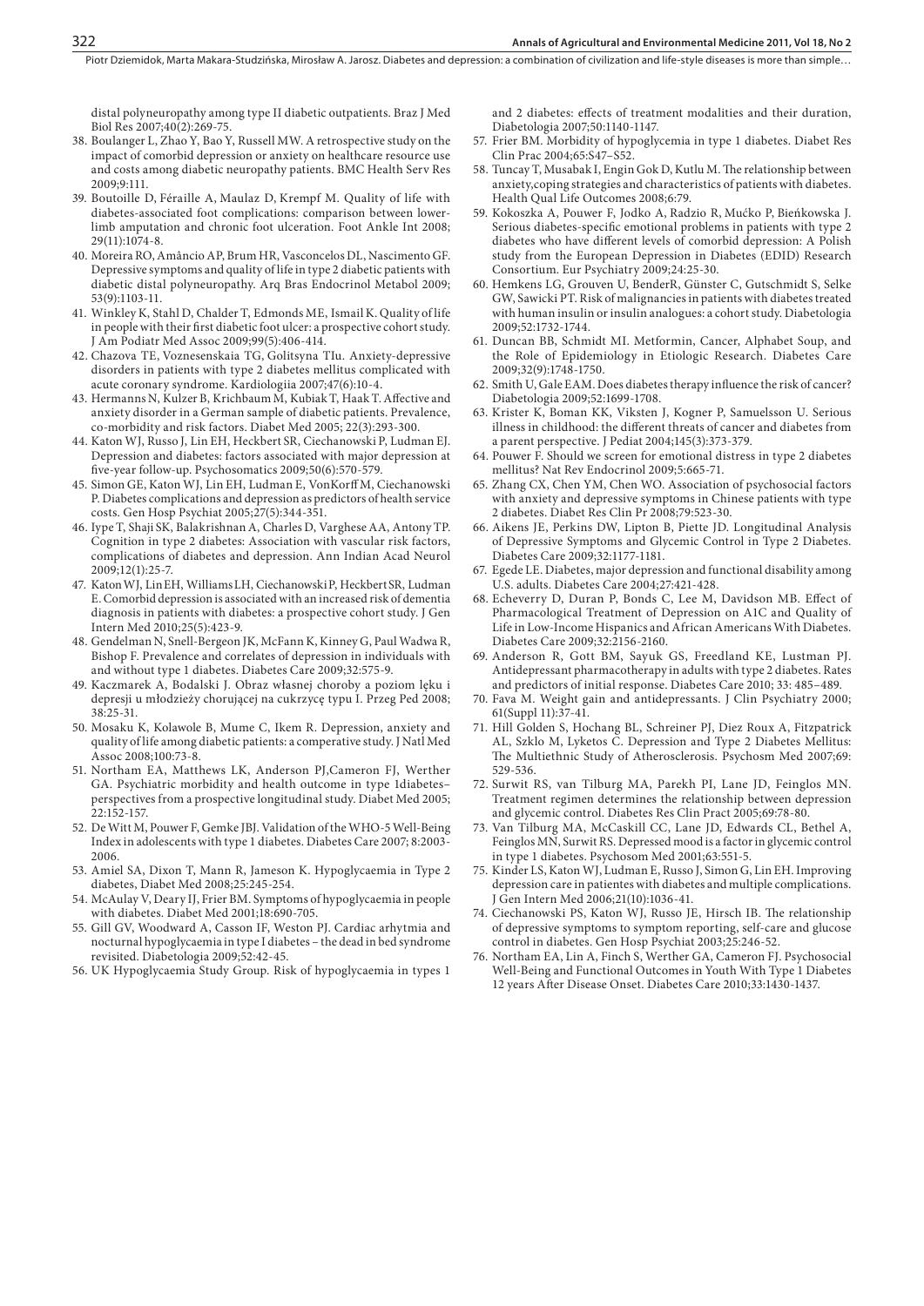distal polyneuropathy among type II diabetic outpatients. Braz J Med Biol Res 2007;40(2):269-75.

38. Boulanger L, Zhao Y, Bao Y, Russell MW. A retrospective study on the impact of comorbid depression or anxiety on healthcare resource use and costs among diabetic neuropathy patients. BMC Health Serv Res 2009;9:111.
39. Boutoille D, Féraille A, Maulaz D, Krempf M. Quality of life with diabetes-associated foot complications: comparison between lower-limb amputation and chronic foot ulceration. Foot Ankle Int 2008; 29(11):1074-8.
40. Moreira RO, Amâncio AP, Brum HR, Vasconcelos DL, Nascimento GF. Depressive symptoms and quality of life in type 2 diabetic patients with diabetic distal polyneuropathy. Arq Bras Endocrinol Metabol 2009; 53(9):1103-11.
41. Winkley K, Stahl D, Chalder T, Edmonds ME, Ismail K. Quality of life in people with their first diabetic foot ulcer: a prospective cohort study. J Am Podiatr Med Assoc 2009;99(5):406-414.
42. Chazova TE, Voznesenskaia TG, Golitsyna TIu. Anxiety-depressive disorders in patients with type 2 diabetes mellitus complicated with acute coronary syndrome. Kardiologiia 2007;47(6):10-4.
43. Hermanns N, Kulzer B, Krichbaum M, Kubiak T, Haak T. Affective and anxiety disorder in a German sample of diabetic patients. Prevalence, co-morbidity and risk factors. Diabet Med 2005; 22(3):293-300.
44. Katon WJ, Russo J, Lin EH, Heckbert SR, Ciechanowski P, Ludman EJ. Depression and diabetes: factors associated with major depression at five-year follow-up. Psychosomatics 2009;50(6):570-579.
45. Simon GE, Katon WJ, Lin EH, Ludman E, VonKorff M, Ciechanowski P. Diabetes complications and depression as predictors of health service costs. Gen Hosp Psychiat 2005;27(5):344-351.
46. Iype T, Shaji SK, Balakrishnan A, Charles D, Varghese AA, Antony TP. Cognition in type 2 diabetes: Association with vascular risk factors, complications of diabetes and depression. Ann Indian Acad Neurol 2009;12(1):25-7.
47. Katon WJ, Lin EH, Williams LH, Ciechanowski P, Heckbert SR, Ludman E. Comorbid depression is associated with an increased risk of dementia diagnosis in patients with diabetes: a prospective cohort study. J Gen Intern Med 2010;25(5):423-9.
48. Gendelman N, Snell-Bergeon JK, McFann K, Kinney G, Paul Wadwa R, Bishop F. Prevalence and correlates of depression in individuals with and without type 1 diabetes. Diabetes Care 2009;32:575-9.
49. Kaczmarek A, Bodalski J. Obraz własnej choroby a poziom lęku i depresji u młodzieży chorującej na cukrzycę typu I. Przeg Ped 2008; 38:25-31.
50. Mosaku K, Kolawole B, Mume C, Ikem R. Depression, anxiety and quality of life among diabetic patients: a comperative study. J Natl Med Assoc 2008;100:73-8.
51. Northam EA, Matthews LK, Anderson PJ,Cameron FJ, Werther GA. Psychiatric morbidity and health outcome in type 1diabetes– perspectives from a prospective longitudinal study. Diabet Med 2005; 22:152-157.
52. De Witt M, Pouwer F, Gemke JBJ. Validation of the WHO-5 Well-Being Index in adolescents with type 1 diabetes. Diabetes Care 2007; 8:2003-2006.
53. Amiel SA, Dixon T, Mann R, Jameson K. Hypoglycaemia in Type 2 diabetes, Diabet Med 2008;25:245-254.
54. McAulay V, Deary IJ, Frier BM. Symptoms of hypoglycaemia in people with diabetes. Diabet Med 2001;18:690-705.
55. Gill GV, Woodward A, Casson IF, Weston PJ. Cardiac arhytmia and nocturnal hypoglycaemia in type I diabetes – the dead in bed syndrome revisited. Diabetologia 2009;52:42-45.
56. UK Hypoglycaemia Study Group. Risk of hypoglycaemia in types 1 and 2 diabetes: effects of treatment modalities and their duration, Diabetologia 2007;50:1140-1147.
57. Frier BM. Morbidity of hypoglycemia in type 1 diabetes. Diabet Res Clin Prac 2004;65:S47–S52.
58. Tuncay T, Musabak I, Engin Gok D, Kutlu M. The relationship between anxiety,coping strategies and characteristics of patients with diabetes. Health Qual Life Outcomes 2008;6:79.
59. Kokoszka A, Pouwer F, Jodko A, Radzio R, Mućko P, Bieńkowska J. Serious diabetes-specific emotional problems in patients with type 2 diabetes who have different levels of comorbid depression: A Polish study from the European Depression in Diabetes (EDID) Research Consortium. Eur Psychiatry 2009;24:25-30.
60. Hemkens LG, Grouven U, BenderR, Günster C, Gutschmidt S, Selke GW, Sawicki PT. Risk of malignancies in patients with diabetes treated with human insulin or insulin analogues: a cohort study. Diabetologia 2009;52:1732-1744.
61. Duncan BB, Schmidt MI. Metformin, Cancer, Alphabet Soup, and the Role of Epidemiology in Etiologic Research. Diabetes Care 2009;32(9):1748-1750.
62. Smith U, Gale EAM. Does diabetes therapy influence the risk of cancer? Diabetologia 2009;52:1699-1708.
63. Krister K, Boman KK, Viksten J, Kogner P, Samuelsson U. Serious illness in childhood: the different threats of cancer and diabetes from a parent perspective. J Pediat 2004;145(3):373-379.
64. Pouwer F. Should we screen for emotional distress in type 2 diabetes mellitus? Nat Rev Endocrinol 2009;5:665-71.
65. Zhang CX, Chen YM, Chen WO. Association of psychosocial factors with anxiety and depressive symptoms in Chinese patients with type 2 diabetes. Diabet Res Clin Pr 2008;79:523-30.
66. Aikens JE, Perkins DW, Lipton B, Piette JD. Longitudinal Analysis of Depressive Symptoms and Glycemic Control in Type 2 Diabetes. Diabetes Care 2009;32:1177-1181.
67. Egede LE. Diabetes, major depression and functional disability among U.S. adults. Diabetes Care 2004;27:421-428.
68. Echeverry D, Duran P, Bonds C, Lee M, Davidson MB. Effect of Pharmacological Treatment of Depression on A1C and Quality of Life in Low-Income Hispanics and African Americans With Diabetes. Diabetes Care 2009;32:2156-2160.
69. Anderson R, Gott BM, Sayuk GS, Freedland KE, Lustman PJ. Antidepressant pharmacotherapy in adults with type 2 diabetes. Rates and predictors of initial response. Diabetes Care 2010; 33: 485–489.
70. Fava M. Weight gain and antidepressants. J Clin Psychiatry 2000; 61(Suppl 11):37-41.
71. Hill Golden S, Hochang BL, Schreiner PJ, Diez Roux A, Fitzpatrick AL, Szklo M, Lyketos C. Depression and Type 2 Diabetes Mellitus: The Multiethnic Study of Atherosclerosis. Psychosm Med 2007;69: 529-536.
72. Surwit RS, van Tilburg MA, Parekh PI, Lane JD, Feinglos MN. Treatment regimen determines the relationship between depression and glycemic control. Diabetes Res Clin Pract 2005;69:78-80.
73. Van Tilburg MA, McCaskill CC, Lane JD, Edwards CL, Bethel A, Feinglos MN, Surwit RS. Depressed mood is a factor in glycemic control in type 1 diabetes. Psychosom Med 2001;63:551-5.
75. Kinder LS, Katon WJ, Ludman E, Russo J, Simon G, Lin EH. Improving depression care in patientes with diabetes and multiple complications. J Gen Intern Med 2006;21(10):1036-41.
74. Ciechanowski PS, Katon WJ, Russo JE, Hirsch IB. The relationship of depressive symptoms to symptom reporting, self-care and glucose control in diabetes. Gen Hosp Psychiat 2003;25:246-52.
76. Northam EA, Lin A, Finch S, Werther GA, Cameron FJ. Psychosocial Well-Being and Functional Outcomes in Youth With Type 1 Diabetes 12 years After Disease Onset. Diabetes Care 2010;33:1430-1437.